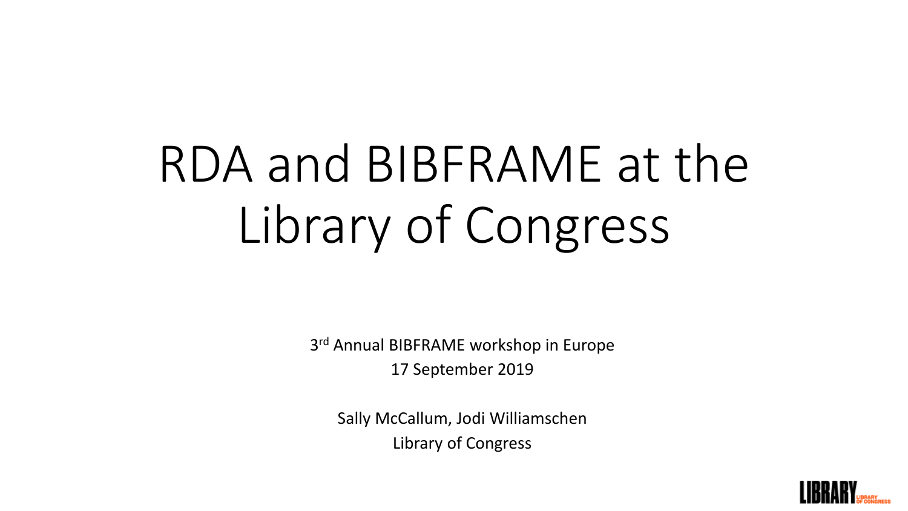# RDA and BIBFRAME at the Library of Congress

3rd Annual BIBFRAME workshop in Europe

17 September 2019

Sally McCallum, Jodi Williamschen

Library of Congress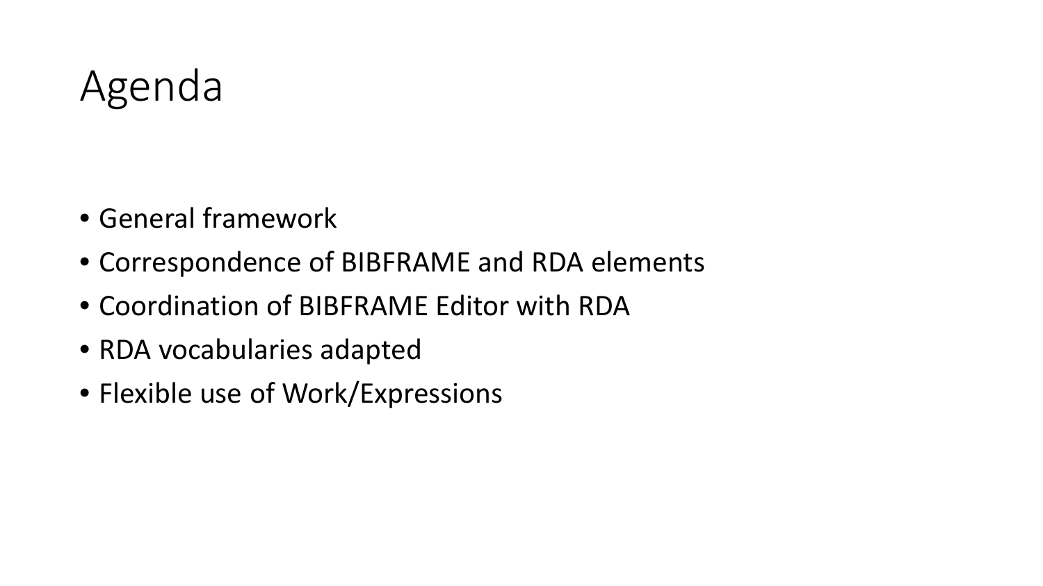# Agenda

- General framework
- Correspondence of BIBFRAME and RDA elements
- Coordination of BIBFRAME Editor with RDA
- RDA vocabularies adapted
- Flexible use of Work/Expressions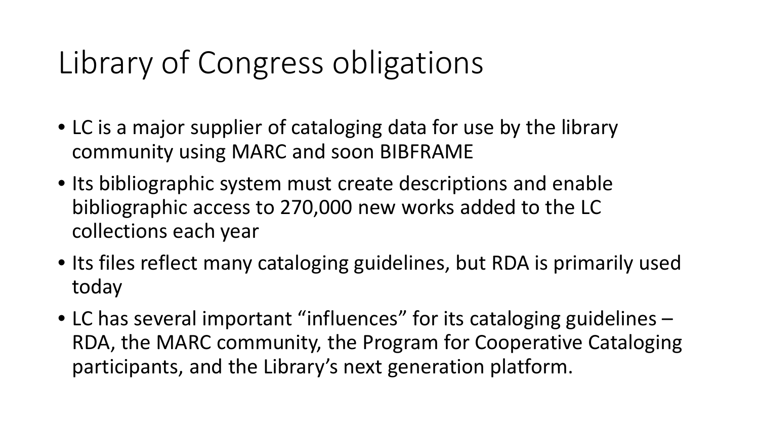# Library of Congress obligations

- LC is a major supplier of cataloging data for use by the library community using MARC and soon BIBFRAME
- Its bibliographic system must create descriptions and enable bibliographic access to 270,000 new works added to the LC collections each year
- Its files reflect many cataloging guidelines, but RDA is primarily used today
- LC has several important "influences" for its cataloging guidelines – RDA, the MARC community, the Program for Cooperative Cataloging participants, and the Library's next generation platform.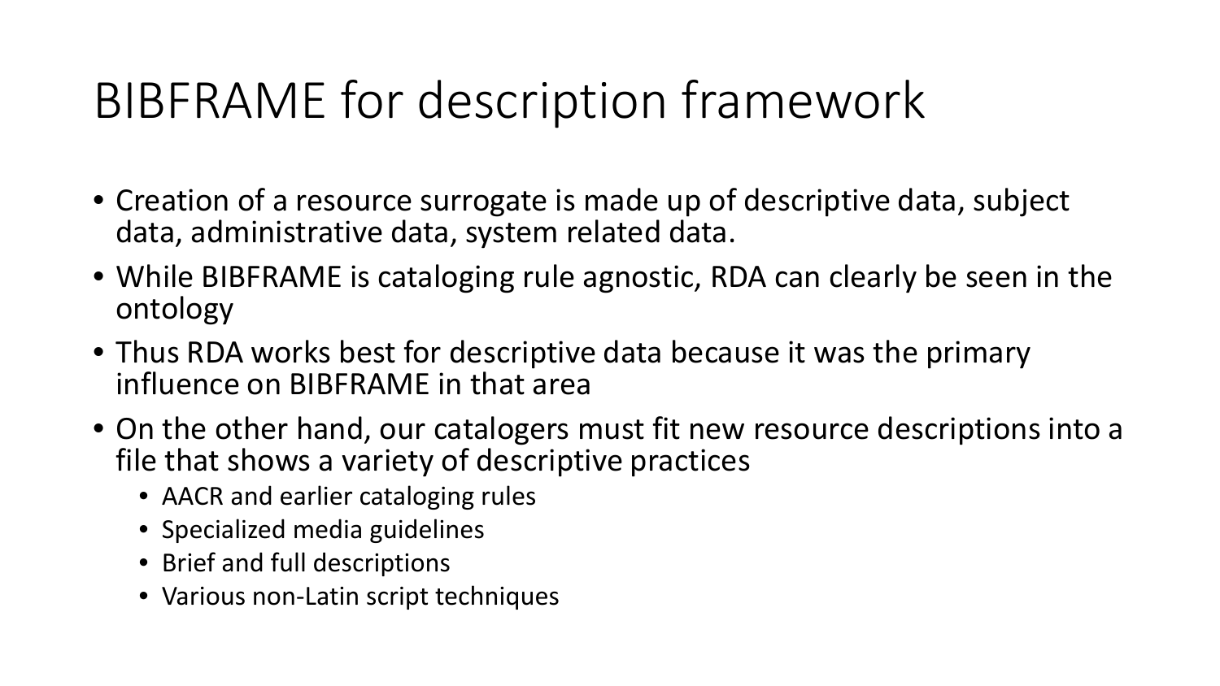# BIBFRAME for description framework

- Creation of a resource surrogate is made up of descriptive data, subject data, administrative data, system related data.
- While BIBFRAME is cataloging rule agnostic, RDA can clearly be seen in the ontology
- Thus RDA works best for descriptive data because it was the primary influence on BIBFRAME in that area
- On the other hand, our catalogers must fit new resource descriptions into a file that shows a variety of descriptive practices
  - AACR and earlier cataloging rules
  - Specialized media guidelines
  - Brief and full descriptions
  - Various non-Latin script techniques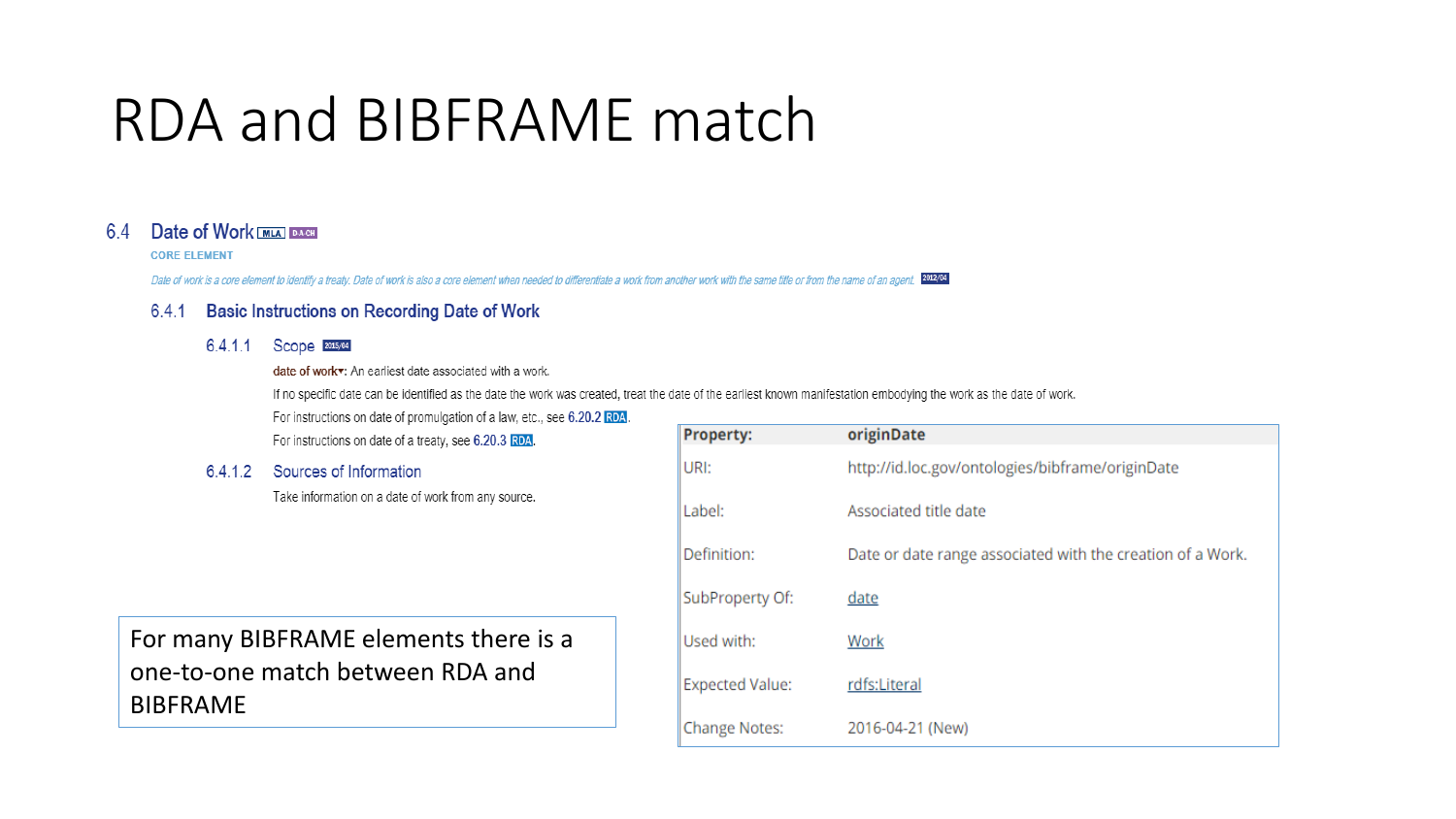# RDA and BIBFRAME match

## 6.4 Date of Work MLA D-A-CH

CORE ELEMENT

*Date of work is a core element to identify a treaty. Date of work is also a core element when needed to differentiate a work from another work with the same title or from the name of an agent.* 2012/04

### 6.4.1 Basic Instructions on Recording Date of Work

#### 6.4.1.1 Scope 2015/04

**date of work**▾: An earliest date associated with a work.

If no specific date can be identified as the date the work was created, treat the date of the earliest known manifestation embodying the work as the date of work.

For instructions on date of promulgation of a law, etc., see 6.20.2 RDA.

For instructions on date of a treaty, see 6.20.3 RDA.

#### 6.4.1.2 Sources of Information

Take information on a date of work from any source.

| Property: | originDate |
|---|---|
| URI: | http://id.loc.gov/ontologies/bibframe/originDate |
| Label: | Associated title date |
| Definition: | Date or date range associated with the creation of a Work. |
| SubProperty Of: | date |
| Used with: | Work |
| Expected Value: | rdfs:Literal |
| Change Notes: | 2016-04-21 (New) |

For many BIBFRAME elements there is a one-to-one match between RDA and BIBFRAME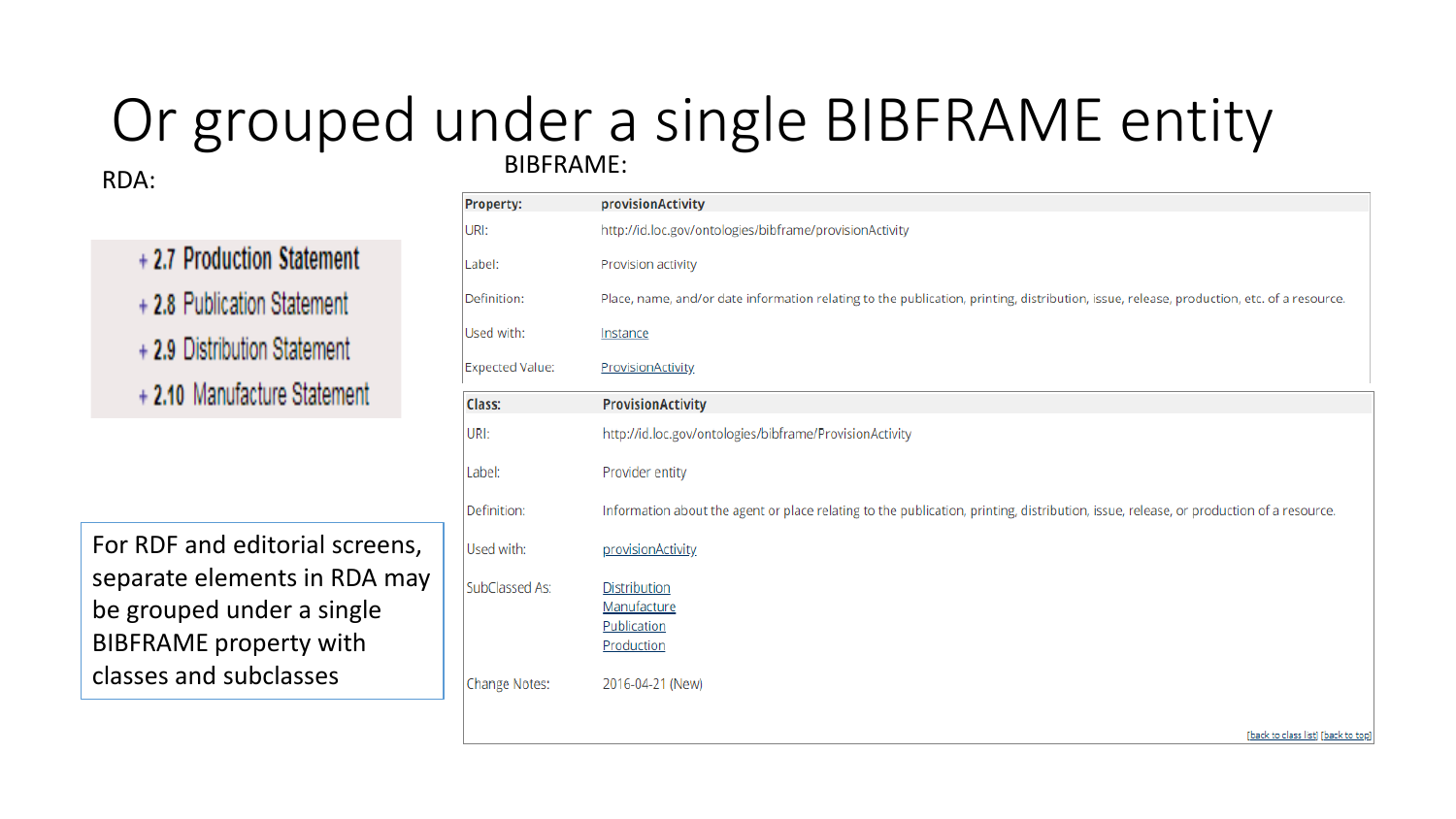# Or grouped under a single BIBFRAME entity

RDA:

- + 2.7 Production Statement
- + 2.8 Publication Statement
- + 2.9 Distribution Statement
- + 2.10 Manufacture Statement

For RDF and editorial screens, separate elements in RDA may be grouped under a single BIBFRAME property with classes and subclasses

BIBFRAME:

| Property: | provisionActivity |
|---|---|
| URI: | http://id.loc.gov/ontologies/bibframe/provisionActivity |
| Label: | Provision activity |
| Definition: | Place, name, and/or date information relating to the publication, printing, distribution, issue, release, production, etc. of a resource. |
| Used with: | Instance |
| Expected Value: | ProvisionActivity |

| Class: | ProvisionActivity |
|---|---|
| URI: | http://id.loc.gov/ontologies/bibframe/ProvisionActivity |
| Label: | Provider entity |
| Definition: | Information about the agent or place relating to the publication, printing, distribution, issue, release, or production of a resource. |
| Used with: | provisionActivity |
| SubClassed As: | Distribution<br>Manufacture<br>Publication<br>Production |
| Change Notes: | 2016-04-21 (New) |

[back to class list] [back to top]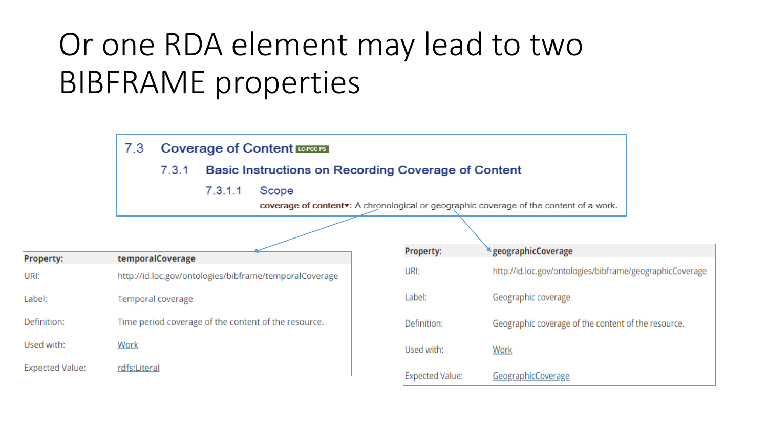# Or one RDA element may lead to two BIBFRAME properties

7.3 **Coverage of Content** LC-PCC PS

7.3.1 **Basic Instructions on Recording Coverage of Content**

7.3.1.1 Scope

**coverage of content▾**: A chronological or geographic coverage of the content of a work.

| **Property:** | **temporalCoverage** |
| --- | --- |
| URI: | http://id.loc.gov/ontologies/bibframe/temporalCoverage |
| Label: | Temporal coverage |
| Definition: | Time period coverage of the content of the resource. |
| Used with: | Work |
| Expected Value: | rdfs:Literal |

| **Property:** | **geographicCoverage** |
| --- | --- |
| URI: | http://id.loc.gov/ontologies/bibframe/geographicCoverage |
| Label: | Geographic coverage |
| Definition: | Geographic coverage of the content of the resource. |
| Used with: | Work |
| Expected Value: | GeographicCoverage |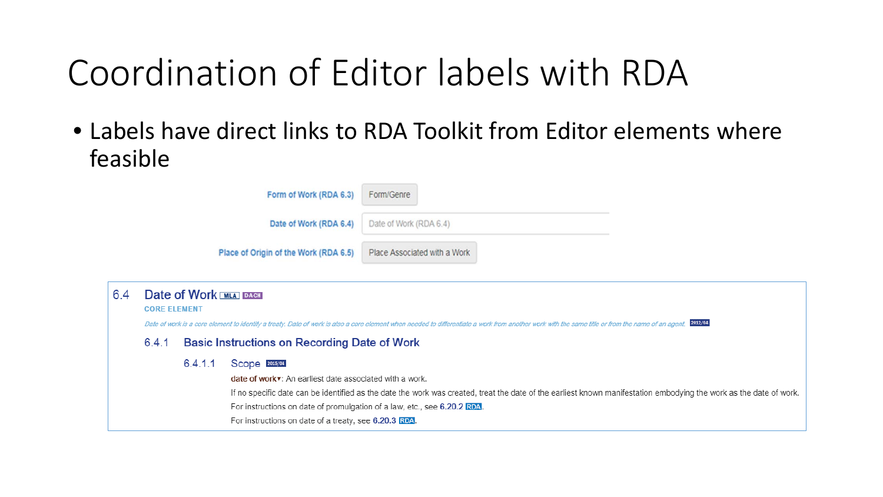# Coordination of Editor labels with RDA

- Labels have direct links to RDA Toolkit from Editor elements where feasible

| | |
|---|---|
| Form of Work (RDA 6.3) | Form/Genre |
| Date of Work (RDA 6.4) | Date of Work (RDA 6.4) |
| Place of Origin of the Work (RDA 6.5) | Place Associated with a Work |

6.4 Date of Work MLA D-A-CH

CORE ELEMENT

*Date of work is a core element to identify a treaty. Date of work is also a core element when needed to differentiate a work from another work with the same title or from the name of an agent.* 2012/04

6.4.1 Basic Instructions on Recording Date of Work

6.4.1.1 Scope 2015/04

date of work▾: An earliest date associated with a work.

If no specific date can be identified as the date the work was created, treat the date of the earliest known manifestation embodying the work as the date of work.

For instructions on date of promulgation of a law, etc., see **6.20.2** RDA.

For instructions on date of a treaty, see **6.20.3** RDA.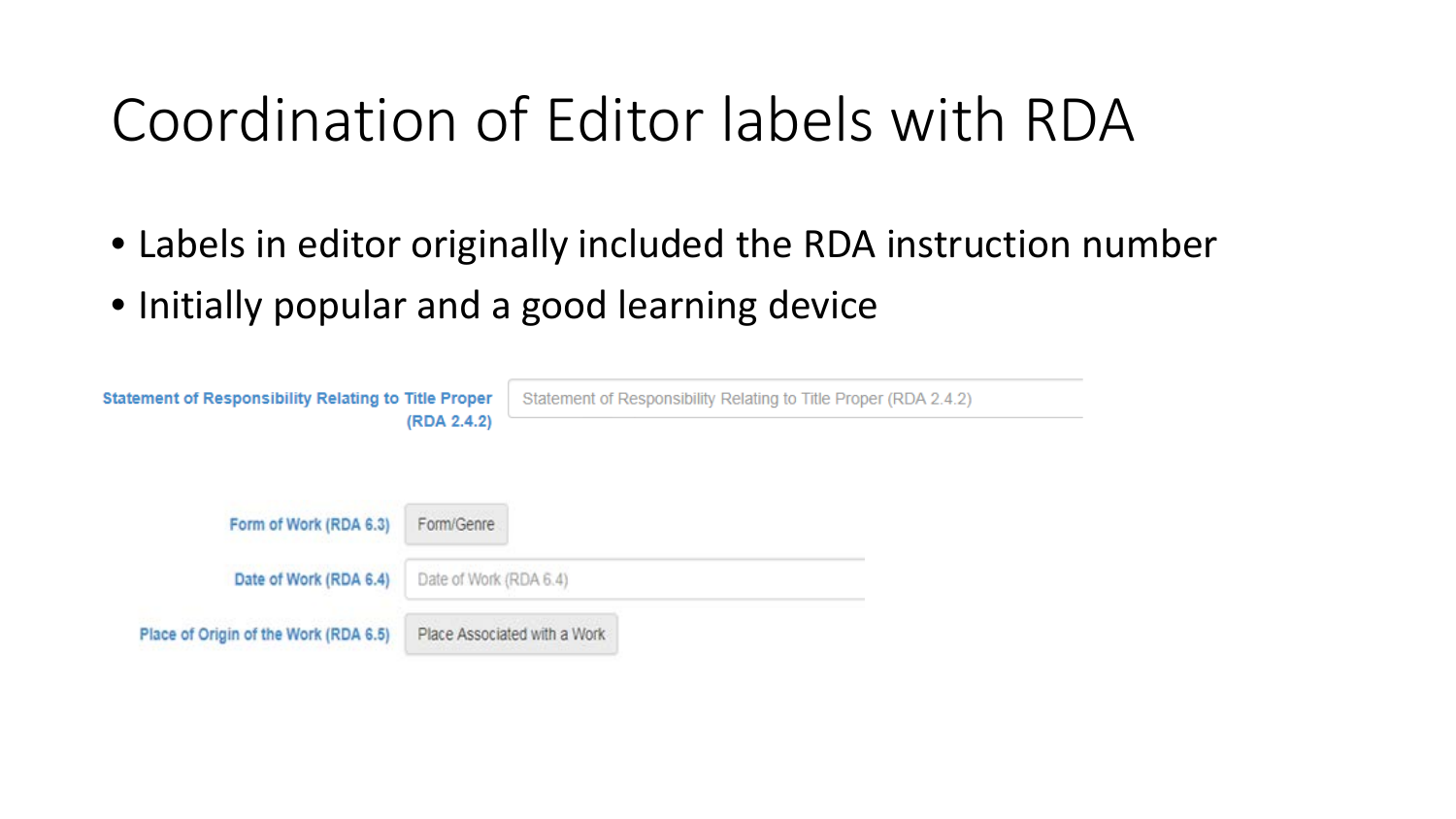# Coordination of Editor labels with RDA

- Labels in editor originally included the RDA instruction number
- Initially popular and a good learning device

**Statement of Responsibility Relating to Title Proper (RDA 2.4.2)** | Statement of Responsibility Relating to Title Proper (RDA 2.4.2)

**Form of Work (RDA 6.3)** | Form/Genre

**Date of Work (RDA 6.4)** | Date of Work (RDA 6.4)

**Place of Origin of the Work (RDA 6.5)** | Place Associated with a Work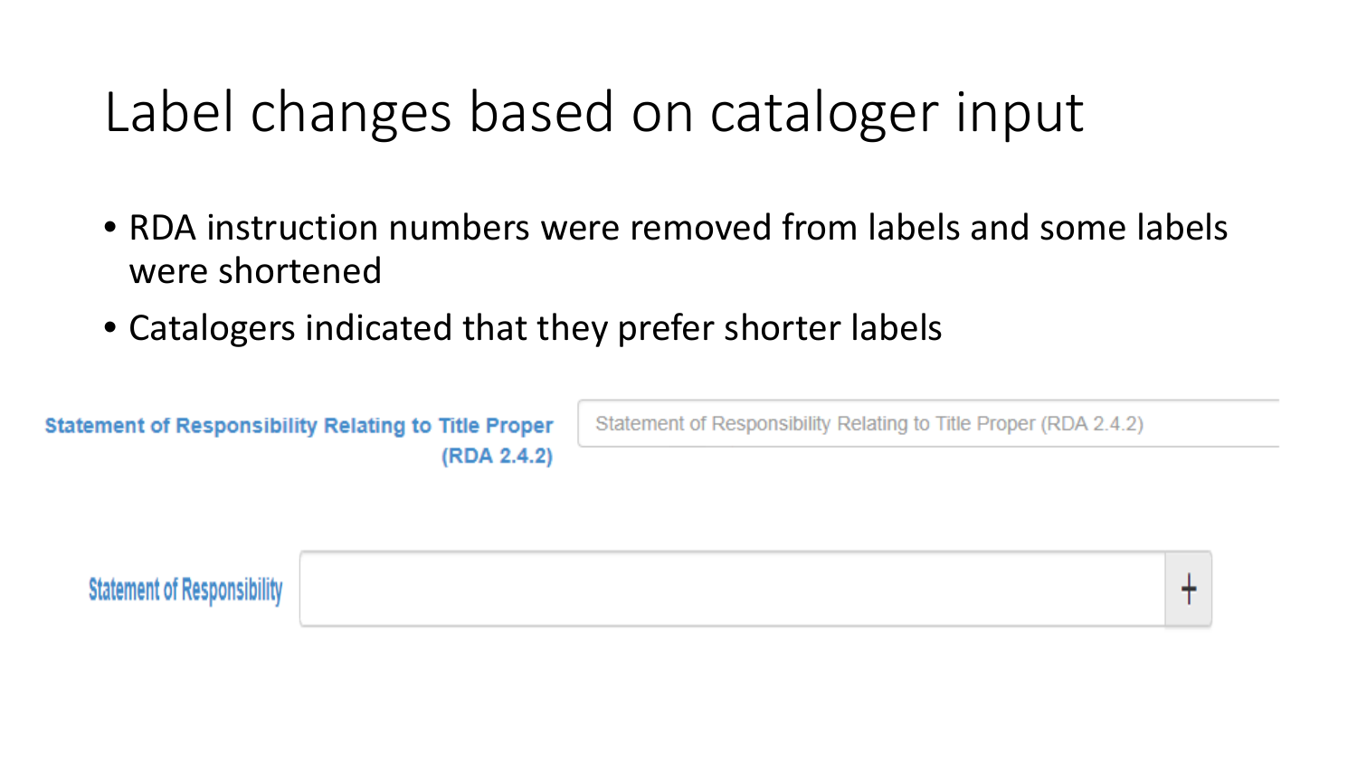# Label changes based on cataloger input

- RDA instruction numbers were removed from labels and some labels were shortened
- Catalogers indicated that they prefer shorter labels

**Statement of Responsibility Relating to Title Proper (RDA 2.4.2)** Statement of Responsibility Relating to Title Proper (RDA 2.4.2)

**Statement of Responsibility** +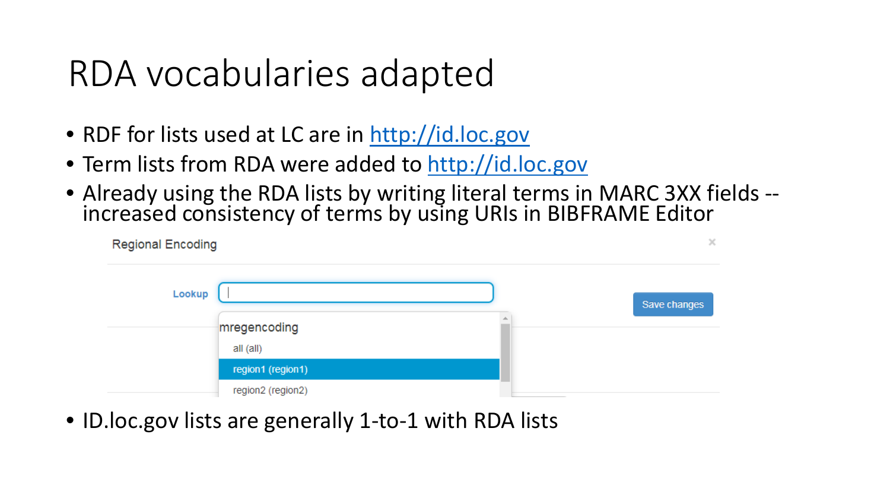# RDA vocabularies adapted

- RDF for lists used at LC are in http://id.loc.gov
- Term lists from RDA were added to http://id.loc.gov
- Already using the RDA lists by writing literal terms in MARC 3XX fields -- increased consistency of terms by using URIs in BIBFRAME Editor

Regional Encoding

Lookup

Save changes

mregencoding

- all (all)
- region1 (region1)
- region2 (region2)

- ID.loc.gov lists are generally 1-to-1 with RDA lists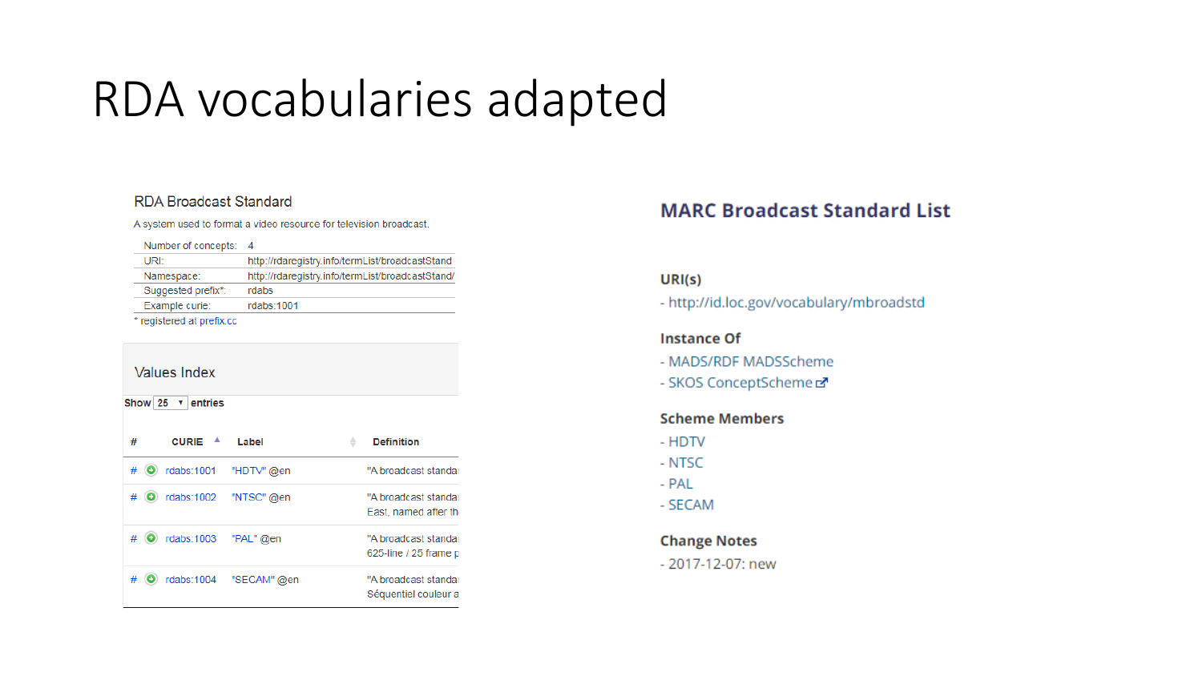# RDA vocabularies adapted

## RDA Broadcast Standard

A system used to format a video resource for television broadcast.

| | |
|---|---|
| Number of concepts: | 4 |
| URI: | http://rdaregistry.info/termList/broadcastStand |
| Namespace: | http://rdaregistry.info/termList/broadcastStand/ |
| Suggested prefix*: | rdabs |
| Example curie: | rdabs:1001 |

* registered at prefix.cc

### Values Index

Show 25 entries

| # | CURIE | Label | Definition |
|---|---|---|---|
| # | rdabs:1001 | "HDTV" @en | "A broadcast standa |
| # | rdabs:1002 | "NTSC" @en | "A broadcast standa East, named after th |
| # | rdabs:1003 | "PAL" @en | "A broadcast standa 625-line / 25 frame p |
| # | rdabs:1004 | "SECAM" @en | "A broadcast standa Séquentiel couleur a |

## MARC Broadcast Standard List

**URI(s)**

- http://id.loc.gov/vocabulary/mbroadstd

**Instance Of**

- MADS/RDF MADSScheme
- SKOS ConceptScheme

**Scheme Members**

- HDTV
- NTSC
- PAL
- SECAM

**Change Notes**

- 2017-12-07: new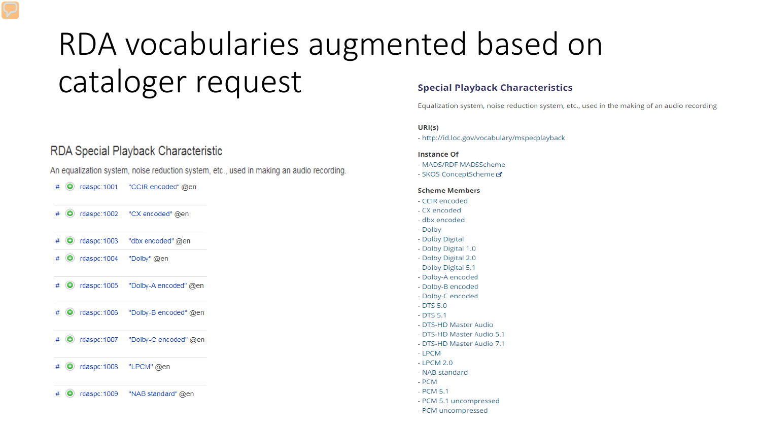# RDA vocabularies augmented based on cataloger request

## RDA Special Playback Characteristic

An equalization system, noise reduction system, etc., used in making an audio recording.

| | | | |
|---|---|---|---|
| # | rdaspc:1001 | "CCIR encoded" @en |
| # | rdaspc:1002 | "CX encoded" @en |
| # | rdaspc:1003 | "dbx encoded" @en |
| # | rdaspc:1004 | "Dolby" @en |
| # | rdaspc:1005 | "Dolby-A encoded" @en |
| # | rdaspc:1006 | "Dolby-B encoded" @en |
| # | rdaspc:1007 | "Dolby-C encoded" @en |
| # | rdaspc:1008 | "LPCM" @en |
| # | rdaspc:1009 | "NAB standard" @en |

## Special Playback Characteristics

Equalization system, noise reduction system, etc., used in the making of an audio recording

**URI(s)**

- http://id.loc.gov/vocabulary/mspecplayback

**Instance Of**

- MADS/RDF MADSScheme
- SKOS ConceptScheme

**Scheme Members**

- CCIR encoded
- CX encoded
- dbx encoded
- Dolby
- Dolby Digital
- Dolby Digital 1.0
- Dolby Digital 2.0
- Dolby Digital 5.1
- Dolby-A encoded
- Dolby-B encoded
- Dolby-C encoded
- DTS 5.0
- DTS 5.1
- DTS-HD Master Audio
- DTS-HD Master Audio 5.1
- DTS-HD Master Audio 7.1
- LPCM
- LPCM 2.0
- NAB standard
- PCM
- PCM 5.1
- PCM 5.1 uncompressed
- PCM uncompressed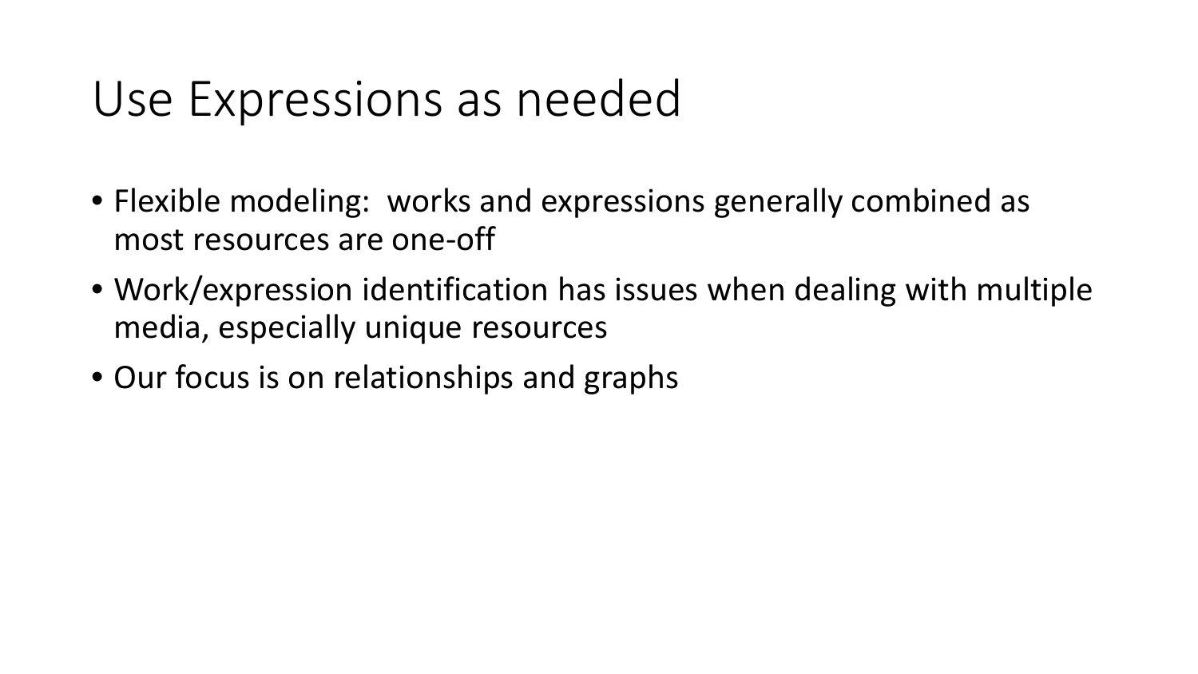# Use Expressions as needed

- Flexible modeling: works and expressions generally combined as most resources are one-off
- Work/expression identification has issues when dealing with multiple media, especially unique resources
- Our focus is on relationships and graphs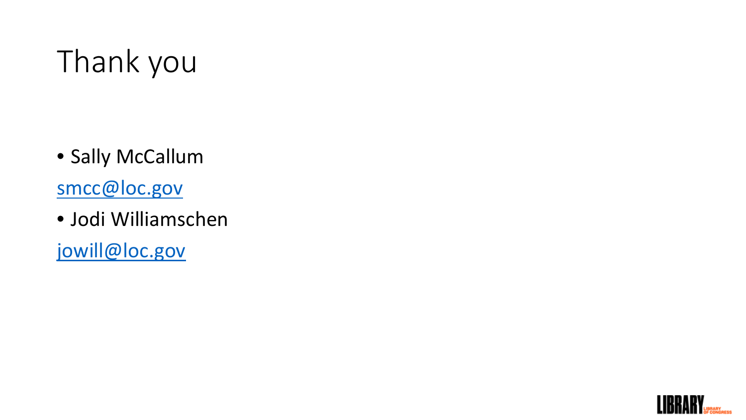# Thank you

- Sally McCallum

smcc@loc.gov

- Jodi Williamschen

jowill@loc.gov